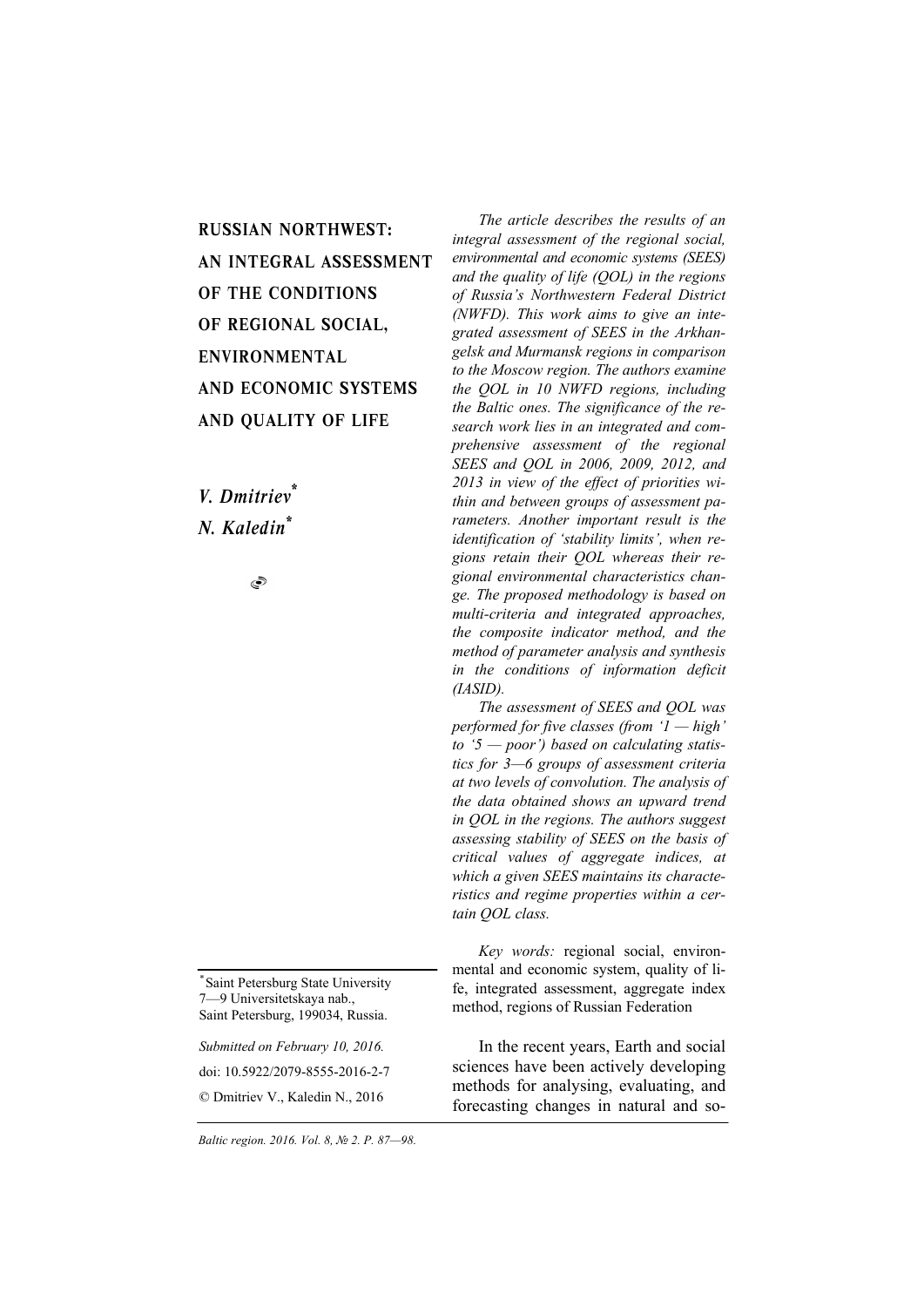# RUSSIAN NORTHWEST: AN INTEGRAL ASSESSMENT OF THE CONDITIONS OF REGIONAL SOCIAL, ENVIRONMENTAL AND ECONOMIC SYSTEMS AND QUALITY OF LIFE

***V. Dmitriev[*]***
***N. Kaledin[*]***

*The article describes the results of an integral assessment of the regional social, environmental and economic systems (SEES) and the quality of life (QOL) in the regions of Russia's Northwestern Federal District (NWFD). This work aims to give an integrated assessment of SEES in the Arkhangelsk and Murmansk regions in comparison to the Moscow region. The authors examine the QOL in 10 NWFD regions, including the Baltic ones. The significance of the research work lies in an integrated and comprehensive assessment of the regional SEES and QOL in 2006, 2009, 2012, and 2013 in view of the effect of priorities within and between groups of assessment parameters. Another important result is the identification of 'stability limits', when regions retain their QOL whereas their regional environmental characteristics change. The proposed methodology is based on multi-criteria and integrated approaches, the composite indicator method, and the method of parameter analysis and synthesis in the conditions of information deficit (IASID).*

*The assessment of SEES and QOL was performed for five classes (from '1 — high' to '5 — poor') based on calculating statistics for 3—6 groups of assessment criteria at two levels of convolution. The analysis of the data obtained shows an upward trend in QOL in the regions. The authors suggest assessing stability of SEES on the basis of critical values of aggregate indices, at which a given SEES maintains its characteristics and regime properties within a certain QOL class.*

*Key words:* regional social, environmental and economic system, quality of life, integrated assessment, aggregate index method, regions of Russian Federation

In the recent years, Earth and social sciences have been actively developing methods for analysing, evaluating, and forecasting changes in natural and so-

[*] Saint Petersburg State University
7—9 Universitetskaya nab.,
Saint Petersburg, 199034, Russia.

*Submitted on February 10, 2016.*

doi: 10.5922/2079-8555-2016-2-7

© Dmitriev V., Kaledin N., 2016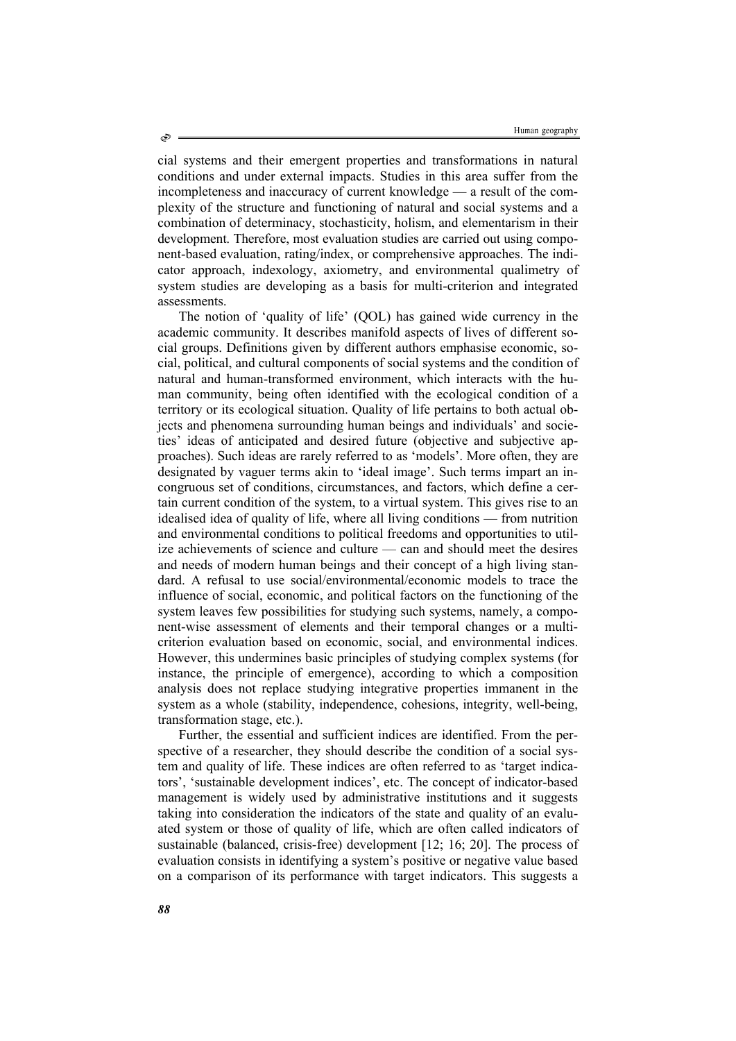cial systems and their emergent properties and transformations in natural conditions and under external impacts. Studies in this area suffer from the incompleteness and inaccuracy of current knowledge — a result of the complexity of the structure and functioning of natural and social systems and a combination of determinacy, stochasticity, holism, and elementarism in their development. Therefore, most evaluation studies are carried out using component-based evaluation, rating/index, or comprehensive approaches. The indicator approach, indexology, axiometry, and environmental qualimetry of system studies are developing as a basis for multi-criterion and integrated assessments.

The notion of 'quality of life' (QOL) has gained wide currency in the academic community. It describes manifold aspects of lives of different social groups. Definitions given by different authors emphasise economic, social, political, and cultural components of social systems and the condition of natural and human-transformed environment, which interacts with the human community, being often identified with the ecological condition of a territory or its ecological situation. Quality of life pertains to both actual objects and phenomena surrounding human beings and individuals' and societies' ideas of anticipated and desired future (objective and subjective approaches). Such ideas are rarely referred to as 'models'. More often, they are designated by vaguer terms akin to 'ideal image'. Such terms impart an incongruous set of conditions, circumstances, and factors, which define a certain current condition of the system, to a virtual system. This gives rise to an idealised idea of quality of life, where all living conditions — from nutrition and environmental conditions to political freedoms and opportunities to utilize achievements of science and culture — can and should meet the desires and needs of modern human beings and their concept of a high living standard. A refusal to use social/environmental/economic models to trace the influence of social, economic, and political factors on the functioning of the system leaves few possibilities for studying such systems, namely, a component-wise assessment of elements and their temporal changes or a multi-criterion evaluation based on economic, social, and environmental indices. However, this undermines basic principles of studying complex systems (for instance, the principle of emergence), according to which a composition analysis does not replace studying integrative properties immanent in the system as a whole (stability, independence, cohesions, integrity, well-being, transformation stage, etc.).

Further, the essential and sufficient indices are identified. From the perspective of a researcher, they should describe the condition of a social system and quality of life. These indices are often referred to as 'target indicators', 'sustainable development indices', etc. The concept of indicator-based management is widely used by administrative institutions and it suggests taking into consideration the indicators of the state and quality of an evaluated system or those of quality of life, which are often called indicators of sustainable (balanced, crisis-free) development [12; 16; 20]. The process of evaluation consists in identifying a system's positive or negative value based on a comparison of its performance with target indicators. This suggests a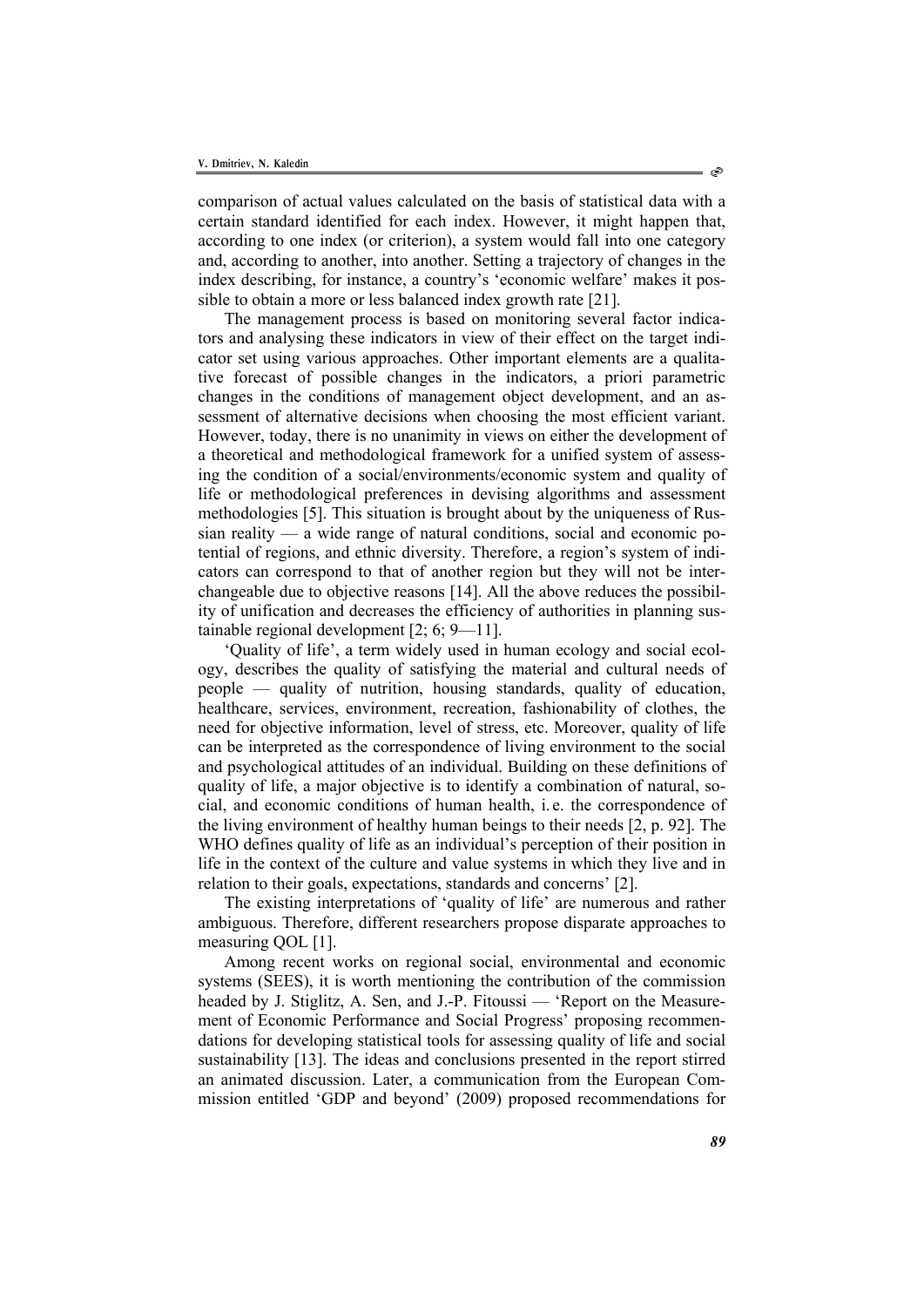comparison of actual values calculated on the basis of statistical data with a certain standard identified for each index. However, it might happen that, according to one index (or criterion), a system would fall into one category and, according to another, into another. Setting a trajectory of changes in the index describing, for instance, a country's 'economic welfare' makes it possible to obtain a more or less balanced index growth rate [21].

The management process is based on monitoring several factor indicators and analysing these indicators in view of their effect on the target indicator set using various approaches. Other important elements are a qualitative forecast of possible changes in the indicators, a priori parametric changes in the conditions of management object development, and an assessment of alternative decisions when choosing the most efficient variant. However, today, there is no unanimity in views on either the development of a theoretical and methodological framework for a unified system of assessing the condition of a social/environments/economic system and quality of life or methodological preferences in devising algorithms and assessment methodologies [5]. This situation is brought about by the uniqueness of Russian reality — a wide range of natural conditions, social and economic potential of regions, and ethnic diversity. Therefore, a region's system of indicators can correspond to that of another region but they will not be interchangeable due to objective reasons [14]. All the above reduces the possibility of unification and decreases the efficiency of authorities in planning sustainable regional development [2; 6; 9—11].

'Quality of life', a term widely used in human ecology and social ecology, describes the quality of satisfying the material and cultural needs of people — quality of nutrition, housing standards, quality of education, healthcare, services, environment, recreation, fashionability of clothes, the need for objective information, level of stress, etc. Moreover, quality of life can be interpreted as the correspondence of living environment to the social and psychological attitudes of an individual. Building on these definitions of quality of life, a major objective is to identify a combination of natural, social, and economic conditions of human health, i. e. the correspondence of the living environment of healthy human beings to their needs [2, p. 92]. The WHO defines quality of life as an individual's perception of their position in life in the context of the culture and value systems in which they live and in relation to their goals, expectations, standards and concerns' [2].

The existing interpretations of 'quality of life' are numerous and rather ambiguous. Therefore, different researchers propose disparate approaches to measuring QOL [1].

Among recent works on regional social, environmental and economic systems (SEES), it is worth mentioning the contribution of the commission headed by J. Stiglitz, A. Sen, and J.-P. Fitoussi — 'Report on the Measurement of Economic Performance and Social Progress' proposing recommendations for developing statistical tools for assessing quality of life and social sustainability [13]. The ideas and conclusions presented in the report stirred an animated discussion. Later, a communication from the European Commission entitled 'GDP and beyond' (2009) proposed recommendations for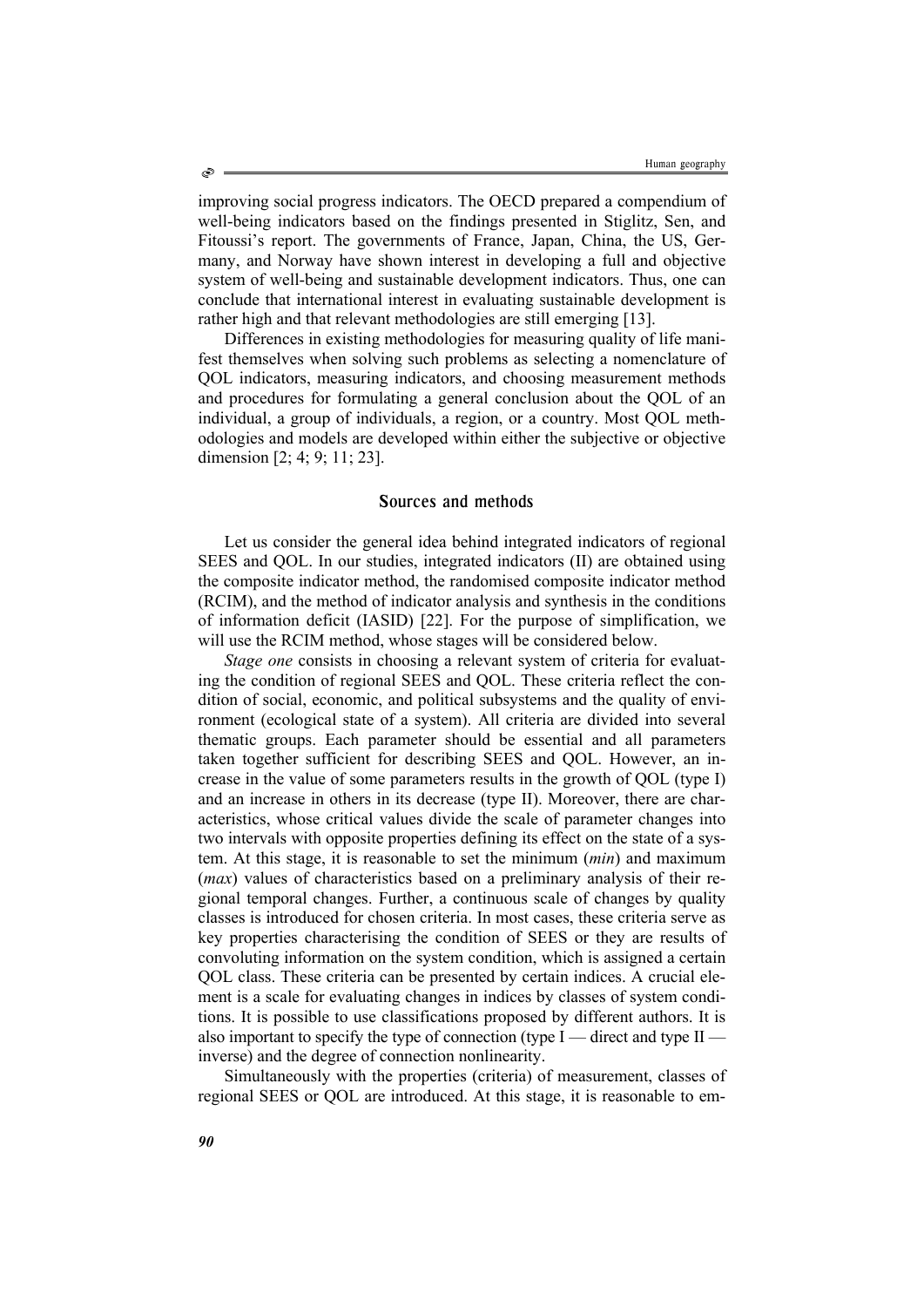improving social progress indicators. The OECD prepared a compendium of well-being indicators based on the findings presented in Stiglitz, Sen, and Fitoussi's report. The governments of France, Japan, China, the US, Germany, and Norway have shown interest in developing a full and objective system of well-being and sustainable development indicators. Thus, one can conclude that international interest in evaluating sustainable development is rather high and that relevant methodologies are still emerging [13].

Differences in existing methodologies for measuring quality of life manifest themselves when solving such problems as selecting a nomenclature of QOL indicators, measuring indicators, and choosing measurement methods and procedures for formulating a general conclusion about the QOL of an individual, a group of individuals, a region, or a country. Most QOL methodologies and models are developed within either the subjective or objective dimension [2; 4; 9; 11; 23].

## Sources and methods

Let us consider the general idea behind integrated indicators of regional SEES and QOL. In our studies, integrated indicators (II) are obtained using the composite indicator method, the randomised composite indicator method (RCIM), and the method of indicator analysis and synthesis in the conditions of information deficit (IASID) [22]. For the purpose of simplification, we will use the RCIM method, whose stages will be considered below.

*Stage one* consists in choosing a relevant system of criteria for evaluating the condition of regional SEES and QOL. These criteria reflect the condition of social, economic, and political subsystems and the quality of environment (ecological state of a system). All criteria are divided into several thematic groups. Each parameter should be essential and all parameters taken together sufficient for describing SEES and QOL. However, an increase in the value of some parameters results in the growth of QOL (type I) and an increase in others in its decrease (type II). Moreover, there are characteristics, whose critical values divide the scale of parameter changes into two intervals with opposite properties defining its effect on the state of a system. At this stage, it is reasonable to set the minimum (*min*) and maximum (*max*) values of characteristics based on a preliminary analysis of their regional temporal changes. Further, a continuous scale of changes by quality classes is introduced for chosen criteria. In most cases, these criteria serve as key properties characterising the condition of SEES or they are results of convoluting information on the system condition, which is assigned a certain QOL class. These criteria can be presented by certain indices. A crucial element is a scale for evaluating changes in indices by classes of system conditions. It is possible to use classifications proposed by different authors. It is also important to specify the type of connection (type I — direct and type II — inverse) and the degree of connection nonlinearity.

Simultaneously with the properties (criteria) of measurement, classes of regional SEES or QOL are introduced. At this stage, it is reasonable to em-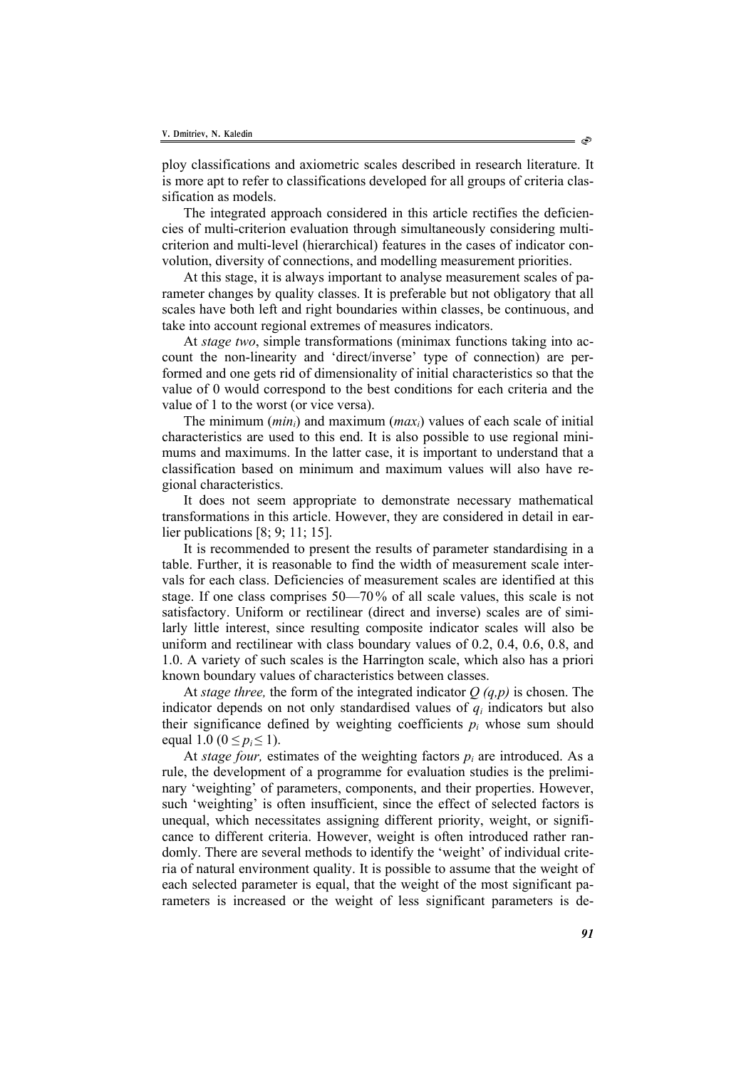ploy classifications and axiometric scales described in research literature. It is more apt to refer to classifications developed for all groups of criteria classification as models.

The integrated approach considered in this article rectifies the deficiencies of multi-criterion evaluation through simultaneously considering multi-criterion and multi-level (hierarchical) features in the cases of indicator convolution, diversity of connections, and modelling measurement priorities.

At this stage, it is always important to analyse measurement scales of parameter changes by quality classes. It is preferable but not obligatory that all scales have both left and right boundaries within classes, be continuous, and take into account regional extremes of measures indicators.

At *stage two*, simple transformations (minimax functions taking into account the non-linearity and 'direct/inverse' type of connection) are performed and one gets rid of dimensionality of initial characteristics so that the value of 0 would correspond to the best conditions for each criteria and the value of 1 to the worst (or vice versa).

The minimum ($min_i$) and maximum ($max_i$) values of each scale of initial characteristics are used to this end. It is also possible to use regional minimums and maximums. In the latter case, it is important to understand that a classification based on minimum and maximum values will also have regional characteristics.

It does not seem appropriate to demonstrate necessary mathematical transformations in this article. However, they are considered in detail in earlier publications [8; 9; 11; 15].

It is recommended to present the results of parameter standardising in a table. Further, it is reasonable to find the width of measurement scale intervals for each class. Deficiencies of measurement scales are identified at this stage. If one class comprises 50—70 % of all scale values, this scale is not satisfactory. Uniform or rectilinear (direct and inverse) scales are of similarly little interest, since resulting composite indicator scales will also be uniform and rectilinear with class boundary values of 0.2, 0.4, 0.6, 0.8, and 1.0. A variety of such scales is the Harrington scale, which also has a priori known boundary values of characteristics between classes.

At *stage three,* the form of the integrated indicator $Q\ (q,p)$ is chosen. The indicator depends on not only standardised values of $q_i$ indicators but also their significance defined by weighting coefficients $p_i$ whose sum should equal 1.0 ($0 \leq p_i \leq 1$).

At *stage four,* estimates of the weighting factors $p_i$ are introduced. As a rule, the development of a programme for evaluation studies is the preliminary 'weighting' of parameters, components, and their properties. However, such 'weighting' is often insufficient, since the effect of selected factors is unequal, which necessitates assigning different priority, weight, or significance to different criteria. However, weight is often introduced rather randomly. There are several methods to identify the 'weight' of individual criteria of natural environment quality. It is possible to assume that the weight of each selected parameter is equal, that the weight of the most significant parameters is increased or the weight of less significant parameters is de-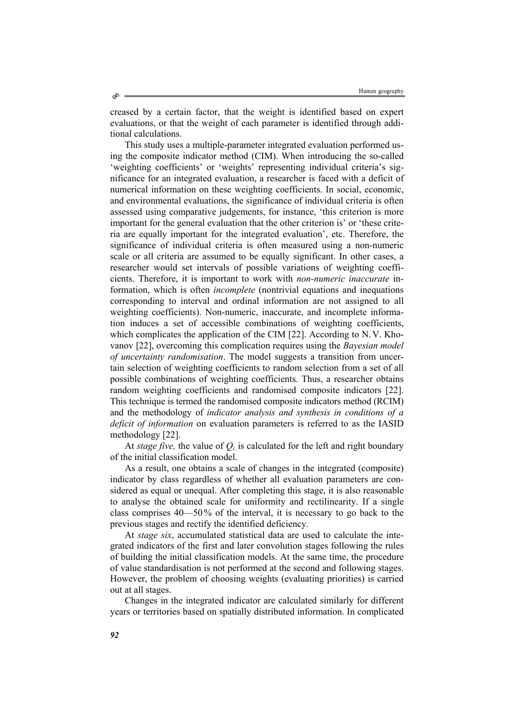creased by a certain factor, that the weight is identified based on expert evaluations, or that the weight of each parameter is identified through additional calculations.

This study uses a multiple-parameter integrated evaluation performed using the composite indicator method (CIM). When introducing the so-called 'weighting coefficients' or 'weights' representing individual criteria's significance for an integrated evaluation, a researcher is faced with a deficit of numerical information on these weighting coefficients. In social, economic, and environmental evaluations, the significance of individual criteria is often assessed using comparative judgements, for instance, 'this criterion is more important for the general evaluation that the other criterion is' or 'these criteria are equally important for the integrated evaluation', etc. Therefore, the significance of individual criteria is often measured using a non-numeric scale or all criteria are assumed to be equally significant. In other cases, a researcher would set intervals of possible variations of weighting coefficients. Therefore, it is important to work with *non-numeric inaccurate* information, which is often *incomplete* (nontrivial equations and inequations corresponding to interval and ordinal information are not assigned to all weighting coefficients). Non-numeric, inaccurate, and incomplete information induces a set of accessible combinations of weighting coefficients, which complicates the application of the CIM [22]. According to N. V. Khovanov [22], overcoming this complication requires using the *Bayesian model of uncertainty randomisation*. The model suggests a transition from uncertain selection of weighting coefficients to random selection from a set of all possible combinations of weighting coefficients. Thus, a researcher obtains random weighting coefficients and randomised composite indicators [22]. This technique is termed the randomised composite indicators method (RCIM) and the methodology of *indicator analysis and synthesis in conditions of a deficit of information* on evaluation parameters is referred to as the IASID methodology [22].

At *stage five,* the value of $Q_{i.}$ is calculated for the left and right boundary of the initial classification model.

As a result, one obtains a scale of changes in the integrated (composite) indicator by class regardless of whether all evaluation parameters are considered as equal or unequal. After completing this stage, it is also reasonable to analyse the obtained scale for uniformity and rectilinearity. If a single class comprises 40—50 % of the interval, it is necessary to go back to the previous stages and rectify the identified deficiency.

At *stage six*, accumulated statistical data are used to calculate the integrated indicators of the first and later convolution stages following the rules of building the initial classification models. At the same time, the procedure of value standardisation is not performed at the second and following stages. However, the problem of choosing weights (evaluating priorities) is carried out at all stages.

Changes in the integrated indicator are calculated similarly for different years or territories based on spatially distributed information. In complicated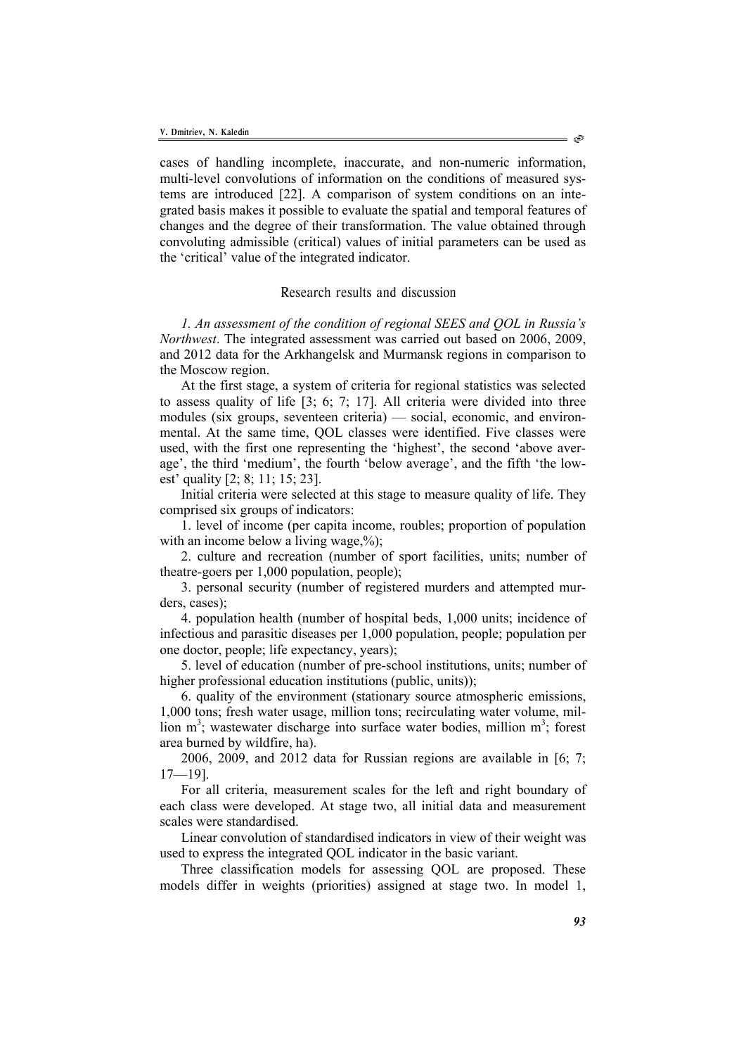cases of handling incomplete, inaccurate, and non-numeric information, multi-level convolutions of information on the conditions of measured systems are introduced [22]. A comparison of system conditions on an integrated basis makes it possible to evaluate the spatial and temporal features of changes and the degree of their transformation. The value obtained through convoluting admissible (critical) values of initial parameters can be used as the 'critical' value of the integrated indicator.

## Research results and discussion

*1. An assessment of the condition of regional SEES and QOL in Russia's Northwest*. The integrated assessment was carried out based on 2006, 2009, and 2012 data for the Arkhangelsk and Murmansk regions in comparison to the Moscow region.

At the first stage, a system of criteria for regional statistics was selected to assess quality of life [3; 6; 7; 17]. All criteria were divided into three modules (six groups, seventeen criteria) — social, economic, and environmental. At the same time, QOL classes were identified. Five classes were used, with the first one representing the 'highest', the second 'above average', the third 'medium', the fourth 'below average', and the fifth 'the lowest' quality [2; 8; 11; 15; 23].

Initial criteria were selected at this stage to measure quality of life. They comprised six groups of indicators:

1. level of income (per capita income, roubles; proportion of population with an income below a living wage,%);

2. culture and recreation (number of sport facilities, units; number of theatre-goers per 1,000 population, people);

3. personal security (number of registered murders and attempted murders, cases);

4. population health (number of hospital beds, 1,000 units; incidence of infectious and parasitic diseases per 1,000 population, people; population per one doctor, people; life expectancy, years);

5. level of education (number of pre-school institutions, units; number of higher professional education institutions (public, units));

6. quality of the environment (stationary source atmospheric emissions, 1,000 tons; fresh water usage, million tons; recirculating water volume, million $m^3$; wastewater discharge into surface water bodies, million $m^3$; forest area burned by wildfire, ha).

2006, 2009, and 2012 data for Russian regions are available in [6; 7; 17—19].

For all criteria, measurement scales for the left and right boundary of each class were developed. At stage two, all initial data and measurement scales were standardised.

Linear convolution of standardised indicators in view of their weight was used to express the integrated QOL indicator in the basic variant.

Three classification models for assessing QOL are proposed. These models differ in weights (priorities) assigned at stage two. In model 1,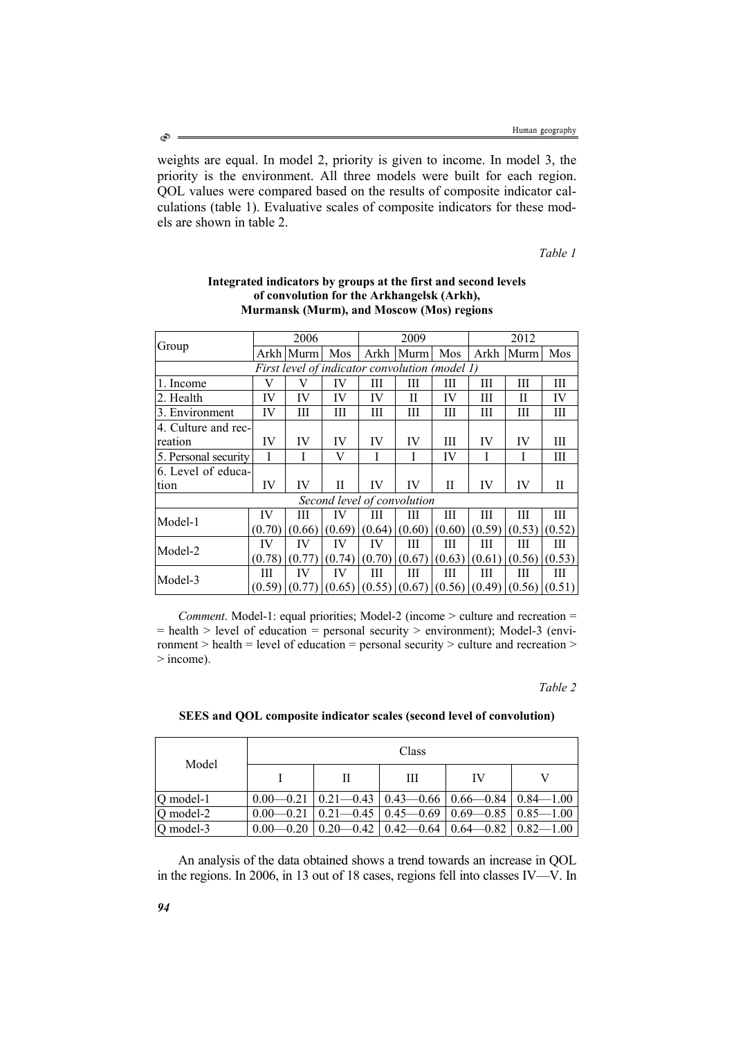weights are equal. In model 2, priority is given to income. In model 3, the priority is the environment. All three models were built for each region. QOL values were compared based on the results of composite indicator calculations (table 1). Evaluative scales of composite indicators for these models are shown in table 2.

*Table 1*

**Integrated indicators by groups at the first and second levels of convolution for the Arkhangelsk (Arkh), Murmansk (Murm), and Moscow (Mos) regions**

| Group | 2006 | | | 2009 | | | 2012 | | |
|---|---|---|---|---|---|---|---|---|---|
| | Arkh | Murm | Mos | Arkh | Murm | Mos | Arkh | Murm | Mos |
| *First level of indicator convolution (model 1)* | | | | | | | | | |
| 1. Income | V | V | IV | III | III | III | III | III | III |
| 2. Health | IV | IV | IV | IV | II | IV | III | II | IV |
| 3. Environment | IV | III | III | III | III | III | III | III | III |
| 4. Culture and recreation | IV | IV | IV | IV | IV | III | IV | IV | III |
| 5. Personal security | I | I | V | I | I | IV | I | I | III |
| 6. Level of education | IV | IV | II | IV | IV | II | IV | IV | II |
| *Second level of convolution* | | | | | | | | | |
| Model-1 | IV (0.70) | III (0.66) | IV (0.69) | III (0.64) | III (0.60) | III (0.60) | III (0.59) | III (0.53) | III (0.52) |
| Model-2 | IV (0.78) | IV (0.77) | IV (0.74) | IV (0.70) | III (0.67) | III (0.63) | III (0.61) | III (0.56) | III (0.53) |
| Model-3 | III (0.59) | IV (0.77) | IV (0.65) | III (0.55) | III (0.67) | III (0.56) | III (0.49) | III (0.56) | III (0.51) |

*Comment*. Model-1: equal priorities; Model-2 (income > culture and recreation = = health > level of education = personal security > environment); Model-3 (environment > health = level of education = personal security > culture and recreation > > income).

*Table 2*

**SEES and QOL composite indicator scales (second level of convolution)**

| Model | Class | | | | |
|---|---|---|---|---|---|
| | I | II | III | IV | V |
| Q model-1 | 0.00—0.21 | 0.21—0.43 | 0.43—0.66 | 0.66—0.84 | 0.84—1.00 |
| Q model-2 | 0.00—0.21 | 0.21—0.45 | 0.45—0.69 | 0.69—0.85 | 0.85—1.00 |
| Q model-3 | 0.00—0.20 | 0.20—0.42 | 0.42—0.64 | 0.64—0.82 | 0.82—1.00 |

An analysis of the data obtained shows a trend towards an increase in QOL in the regions. In 2006, in 13 out of 18 cases, regions fell into classes IV—V. In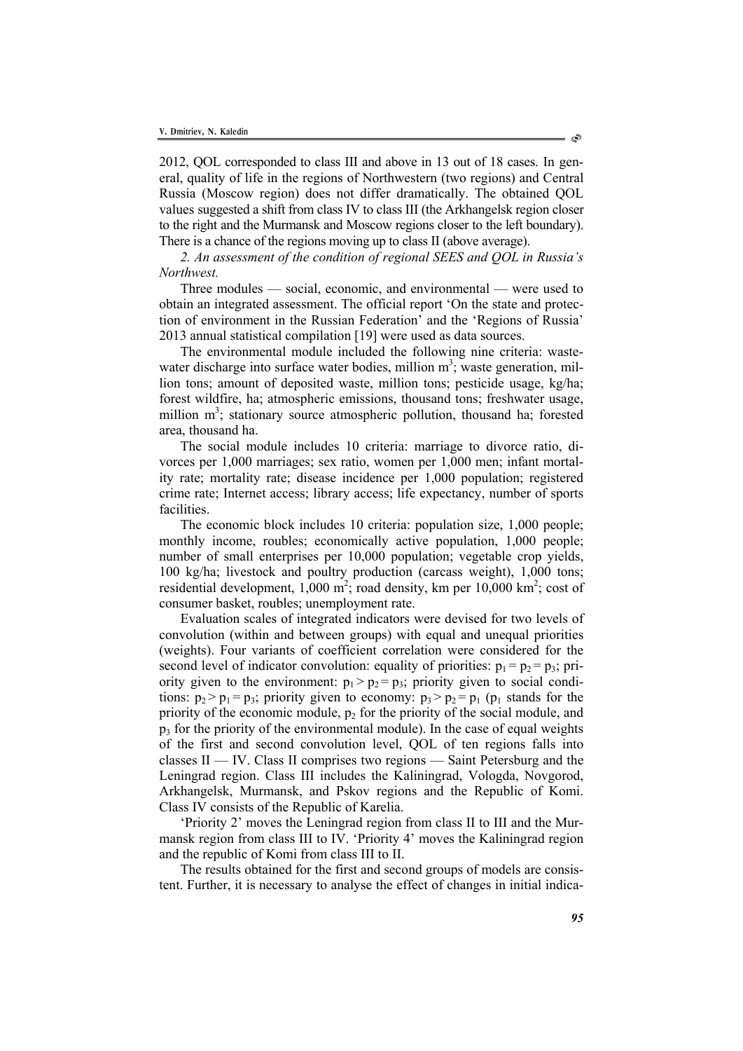2012, QOL corresponded to class III and above in 13 out of 18 cases. In general, quality of life in the regions of Northwestern (two regions) and Central Russia (Moscow region) does not differ dramatically. The obtained QOL values suggested a shift from class IV to class III (the Arkhangelsk region closer to the right and the Murmansk and Moscow regions closer to the left boundary). There is a chance of the regions moving up to class II (above average).

*2. An assessment of the condition of regional SEES and QOL in Russia's Northwest.*

Three modules — social, economic, and environmental — were used to obtain an integrated assessment. The official report 'On the state and protection of environment in the Russian Federation' and the 'Regions of Russia' 2013 annual statistical compilation [19] were used as data sources.

The environmental module included the following nine criteria: wastewater discharge into surface water bodies, million m$^3$; waste generation, million tons; amount of deposited waste, million tons; pesticide usage, kg/ha; forest wildfire, ha; atmospheric emissions, thousand tons; freshwater usage, million m$^3$; stationary source atmospheric pollution, thousand ha; forested area, thousand ha.

The social module includes 10 criteria: marriage to divorce ratio, divorces per 1,000 marriages; sex ratio, women per 1,000 men; infant mortality rate; mortality rate; disease incidence per 1,000 population; registered crime rate; Internet access; library access; life expectancy, number of sports facilities.

The economic block includes 10 criteria: population size, 1,000 people; monthly income, roubles; economically active population, 1,000 people; number of small enterprises per 10,000 population; vegetable crop yields, 100 kg/ha; livestock and poultry production (carcass weight), 1,000 tons; residential development, 1,000 m$^2$; road density, km per 10,000 km$^2$; cost of consumer basket, roubles; unemployment rate.

Evaluation scales of integrated indicators were devised for two levels of convolution (within and between groups) with equal and unequal priorities (weights). Four variants of coefficient correlation were considered for the second level of indicator convolution: equality of priorities: $p_1 = p_2 = p_3$; priority given to the environment: $p_1 > p_2 = p_3$; priority given to social conditions: $p_2 > p_1 = p_3$; priority given to economy: $p_3 > p_2 = p_1$ ($p_1$ stands for the priority of the economic module, $p_2$ for the priority of the social module, and $p_3$ for the priority of the environmental module). In the case of equal weights of the first and second convolution level, QOL of ten regions falls into classes II — IV. Class II comprises two regions — Saint Petersburg and the Leningrad region. Class III includes the Kaliningrad, Vologda, Novgorod, Arkhangelsk, Murmansk, and Pskov regions and the Republic of Komi. Class IV consists of the Republic of Karelia.

'Priority 2' moves the Leningrad region from class II to III and the Murmansk region from class III to IV. 'Priority 4' moves the Kaliningrad region and the republic of Komi from class III to II.

The results obtained for the first and second groups of models are consistent. Further, it is necessary to analyse the effect of changes in initial indica-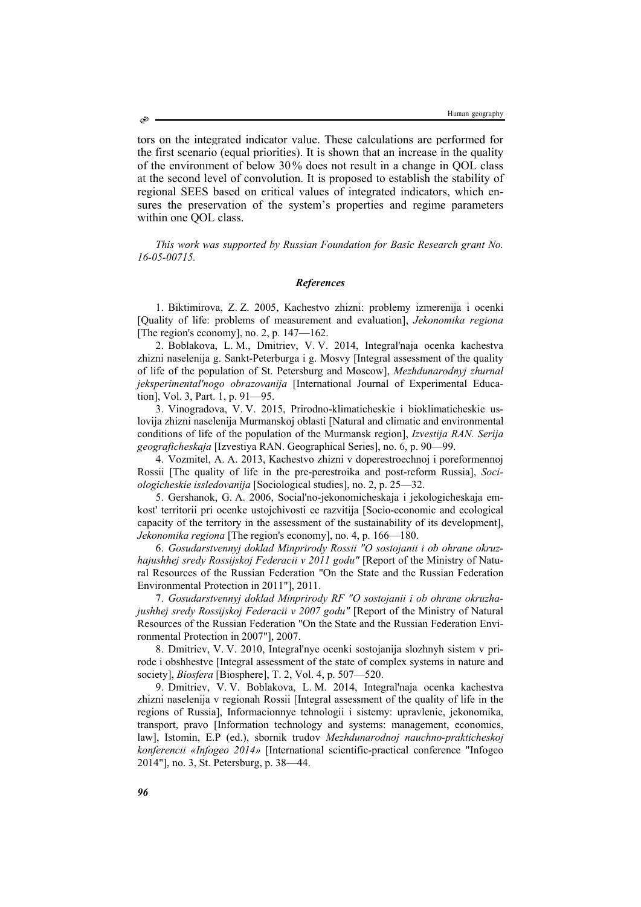tors on the integrated indicator value. These calculations are performed for the first scenario (equal priorities). It is shown that an increase in the quality of the environment of below 30% does not result in a change in QOL class at the second level of convolution. It is proposed to establish the stability of regional SEES based on critical values of integrated indicators, which ensures the preservation of the system's properties and regime parameters within one QOL class.

*This work was supported by Russian Foundation for Basic Research grant No. 16-05-00715.*

### *References*

1. Biktimirova, Z. Z. 2005, Kachestvo zhizni: problemy izmerenija i ocenki [Quality of life: problems of measurement and evaluation], *Jekonomika regiona* [The region's economy], no. 2, p. 147—162.

2. Boblakova, L. M., Dmitriev, V. V. 2014, Integral'naja ocenka kachestva zhizni naselenija g. Sankt-Peterburga i g. Mosvy [Integral assessment of the quality of life of the population of St. Petersburg and Moscow], *Mezhdunarodnyj zhurnal jeksperimental'nogo obrazovanija* [International Journal of Experimental Education], Vol. 3, Part. 1, p. 91—95.

3. Vinogradova, V. V. 2015, Prirodno-klimaticheskie i bioklimaticheskie uslovija zhizni naselenija Murmanskoj oblasti [Natural and climatic and environmental conditions of life of the population of the Murmansk region], *Izvestija RAN. Serija geograficheskaja* [Izvestiya RAN. Geographical Series], no. 6, p. 90—99.

4. Vozmitel, A. A. 2013, Kachestvo zhizni v doperestroechnoj i poreformennoj Rossii [The quality of life in the pre-perestroika and post-reform Russia], *Sociologicheskie issledovanija* [Sociological studies], no. 2, p. 25—32.

5. Gershanok, G. A. 2006, Social'no-jekonomicheskaja i jekologicheskaja emkost' territorii pri ocenke ustojchivosti ee razvitija [Socio-economic and ecological capacity of the territory in the assessment of the sustainability of its development], *Jekonomika regiona* [The region's economy], no. 4, p. 166—180.

6. *Gosudarstvennyj doklad Minprirody Rossii "O sostojanii i ob ohrane okruzhajushhej sredy Rossijskoj Federacii v 2011 godu"* [Report of the Ministry of Natural Resources of the Russian Federation "On the State and the Russian Federation Environmental Protection in 2011"], 2011.

7. *Gosudarstvennyj doklad Minprirody RF "O sostojanii i ob ohrane okruzhajushhej sredy Rossijskoj Federacii v 2007 godu"* [Report of the Ministry of Natural Resources of the Russian Federation "On the State and the Russian Federation Environmental Protection in 2007"], 2007.

8. Dmitriev, V. V. 2010, Integral'nye ocenki sostojanija slozhnyh sistem v prirode i obshhestve [Integral assessment of the state of complex systems in nature and society], *Biosfera* [Biosphere], T. 2, Vol. 4, p. 507—520.

9. Dmitriev, V. V. Boblakova, L. M. 2014, Integral'naja ocenka kachestva zhizni naselenija v regionah Rossii [Integral assessment of the quality of life in the regions of Russia], Informacionnye tehnologii i sistemy: upravlenie, jekonomika, transport, pravo [Information technology and systems: management, economics, law], Istomin, E.P (ed.), sbornik trudov *Mezhdunarodnoj nauchno-prakticheskoj konferencii «Infogeo 2014»* [International scientific-practical conference "Infogeo 2014"], no. 3, St. Petersburg, p. 38—44.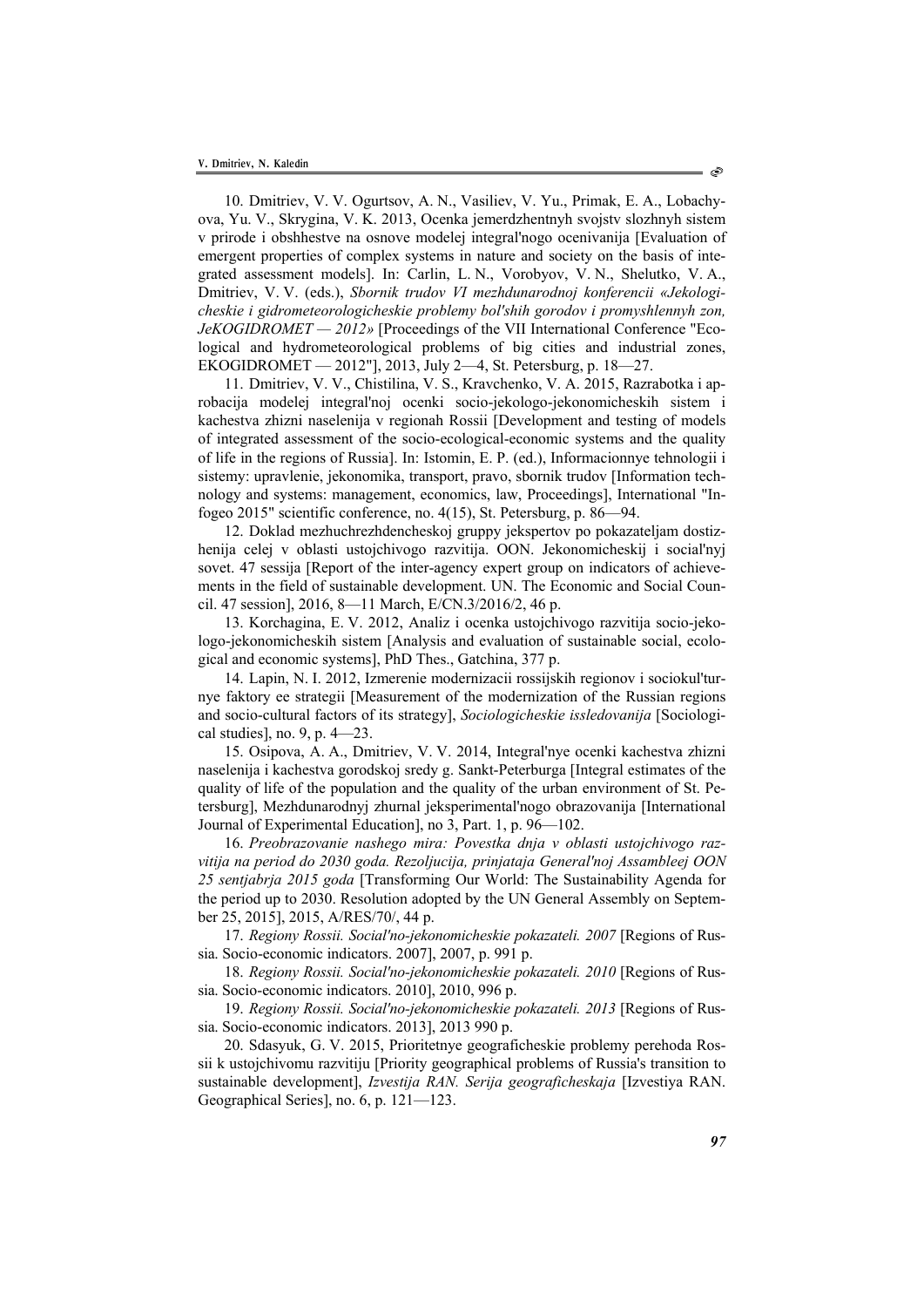10. Dmitriev, V. V. Ogurtsov, A. N., Vasiliev, V. Yu., Primak, E. A., Lobachyova, Yu. V., Skrygina, V. K. 2013, Ocenka jemerdzhentnyh svojstv slozhnyh sistem v prirode i obshhestve na osnove modelej integral'nogo ocenivanija [Evaluation of emergent properties of complex systems in nature and society on the basis of integrated assessment models]. In: Carlin, L. N., Vorobyov, V. N., Shelutko, V. A., Dmitriev, V. V. (eds.), *Sbornik trudov VI mezhdunarodnoj konferencii «Jekologicheskie i gidrometeorologicheskie problemy bol'shih gorodov i promyshlennyh zon, JeKOGIDROMET — 2012»* [Proceedings of the VII International Conference "Ecological and hydrometeorological problems of big cities and industrial zones, EKOGIDROMET — 2012"], 2013, July 2—4, St. Petersburg, p. 18—27.

11. Dmitriev, V. V., Chistilina, V. S., Kravchenko, V. A. 2015, Razrabotka i aprobacija modelej integral'noj ocenki socio-jekologo-jekonomicheskih sistem i kachestva zhizni naselenija v regionah Rossii [Development and testing of models of integrated assessment of the socio-ecological-economic systems and the quality of life in the regions of Russia]. In: Istomin, E. P. (ed.), Informacionnye tehnologii i sistemy: upravlenie, jekonomika, transport, pravo, sbornik trudov [Information technology and systems: management, economics, law, Proceedings], International "Infogeo 2015" scientific conference, no. 4(15), St. Petersburg, p. 86—94.

12. Doklad mezhuchrezhdencheskoj gruppy jekspertov po pokazateljam dostizhenija celej v oblasti ustojchivogo razvitija. OON. Jekonomicheskij i social'nyj sovet. 47 sessija [Report of the inter-agency expert group on indicators of achievements in the field of sustainable development. UN. The Economic and Social Council. 47 session], 2016, 8—11 March, E/CN.3/2016/2, 46 p.

13. Korchagina, E. V. 2012, Analiz i ocenka ustojchivogo razvitija socio-jekologo-jekonomicheskih sistem [Analysis and evaluation of sustainable social, ecological and economic systems], PhD Thes., Gatchina, 377 p.

14. Lapin, N. I. 2012, Izmerenie modernizacii rossijskih regionov i sociokul'turnye faktory ee strategii [Measurement of the modernization of the Russian regions and socio-cultural factors of its strategy], *Sociologicheskie issledovanija* [Sociological studies], no. 9, p. 4—23.

15. Osipova, A. A., Dmitriev, V. V. 2014, Integral'nye ocenki kachestva zhizni naselenija i kachestva gorodskoj sredy g. Sankt-Peterburga [Integral estimates of the quality of life of the population and the quality of the urban environment of St. Petersburg], Mezhdunarodnyj zhurnal jeksperimental'nogo obrazovanija [International Journal of Experimental Education], no 3, Part. 1, p. 96—102.

16. *Preobrazovanie nashego mira: Povestka dnja v oblasti ustojchivogo razvitija na period do 2030 goda. Rezoljucija, prinjataja General'noj Assambleej OON 25 sentjabrja 2015 goda* [Transforming Our World: The Sustainability Agenda for the period up to 2030. Resolution adopted by the UN General Assembly on September 25, 2015], 2015, A/RES/70/, 44 p.

17. *Regiony Rossii. Social'no-jekonomicheskie pokazateli. 2007* [Regions of Russia. Socio-economic indicators. 2007], 2007, p. 991 p.

18. *Regiony Rossii. Social'no-jekonomicheskie pokazateli. 2010* [Regions of Russia. Socio-economic indicators. 2010], 2010, 996 p.

19. *Regiony Rossii. Social'no-jekonomicheskie pokazateli. 2013* [Regions of Russia. Socio-economic indicators. 2013], 2013 990 p.

20. Sdasyuk, G. V. 2015, Prioritetnye geograficheskie problemy perehoda Rossii k ustojchivomu razvitiju [Priority geographical problems of Russia's transition to sustainable development], *Izvestija RAN. Serija geograficheskaja* [Izvestiya RAN. Geographical Series], no. 6, p. 121—123.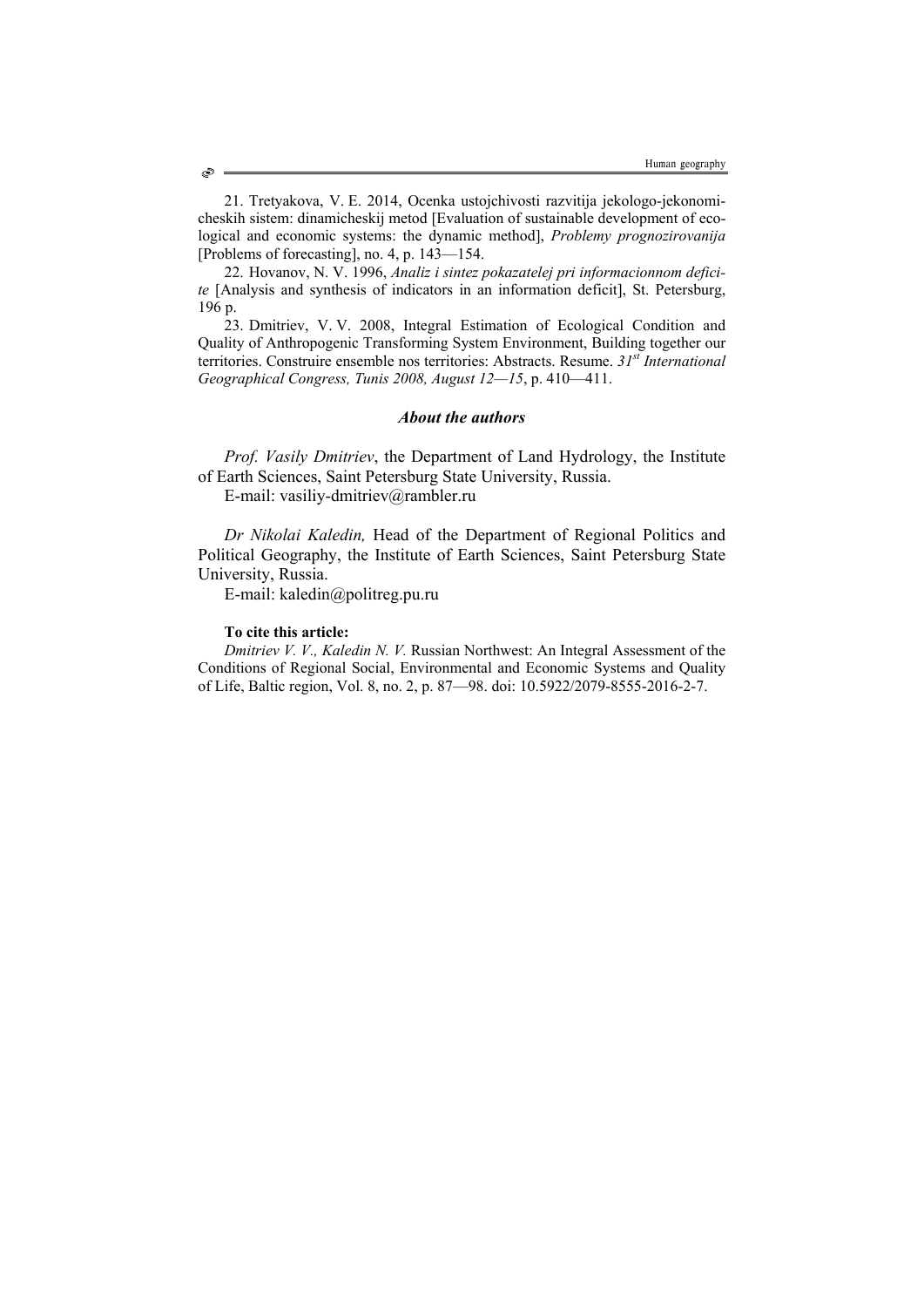21. Tretyakova, V. E. 2014, Ocenka ustojchivosti razvitija jekologo-jekonomicheskih sistem: dinamicheskij metod [Evaluation of sustainable development of ecological and economic systems: the dynamic method], *Problemy prognozirovanija* [Problems of forecasting], no. 4, p. 143—154.

22. Hovanov, N. V. 1996, *Analiz i sintez pokazatelej pri informacionnom deficite* [Analysis and synthesis of indicators in an information deficit], St. Petersburg, 196 p.

23. Dmitriev, V. V. 2008, Integral Estimation of Ecological Condition and Quality of Anthropogenic Transforming System Environment, Building together our territories. Construire ensemble nos territories: Abstracts. Resume. *31st International Geographical Congress, Tunis 2008, August 12—15*, p. 410—411.

### *About the authors*

*Prof. Vasily Dmitriev*, the Department of Land Hydrology, the Institute of Earth Sciences, Saint Petersburg State University, Russia.

E-mail: vasiliy-dmitriev@rambler.ru

*Dr Nikolai Kaledin,* Head of the Department of Regional Politics and Political Geography, the Institute of Earth Sciences, Saint Petersburg State University, Russia.

E-mail: kaledin@politreg.pu.ru

**To cite this article:**

*Dmitriev V. V., Kaledin N. V.* Russian Northwest: An Integral Assessment of the Conditions of Regional Social, Environmental and Economic Systems and Quality of Life, Baltic region, Vol. 8, no. 2, p. 87—98. doi: 10.5922/2079-8555-2016-2-7.